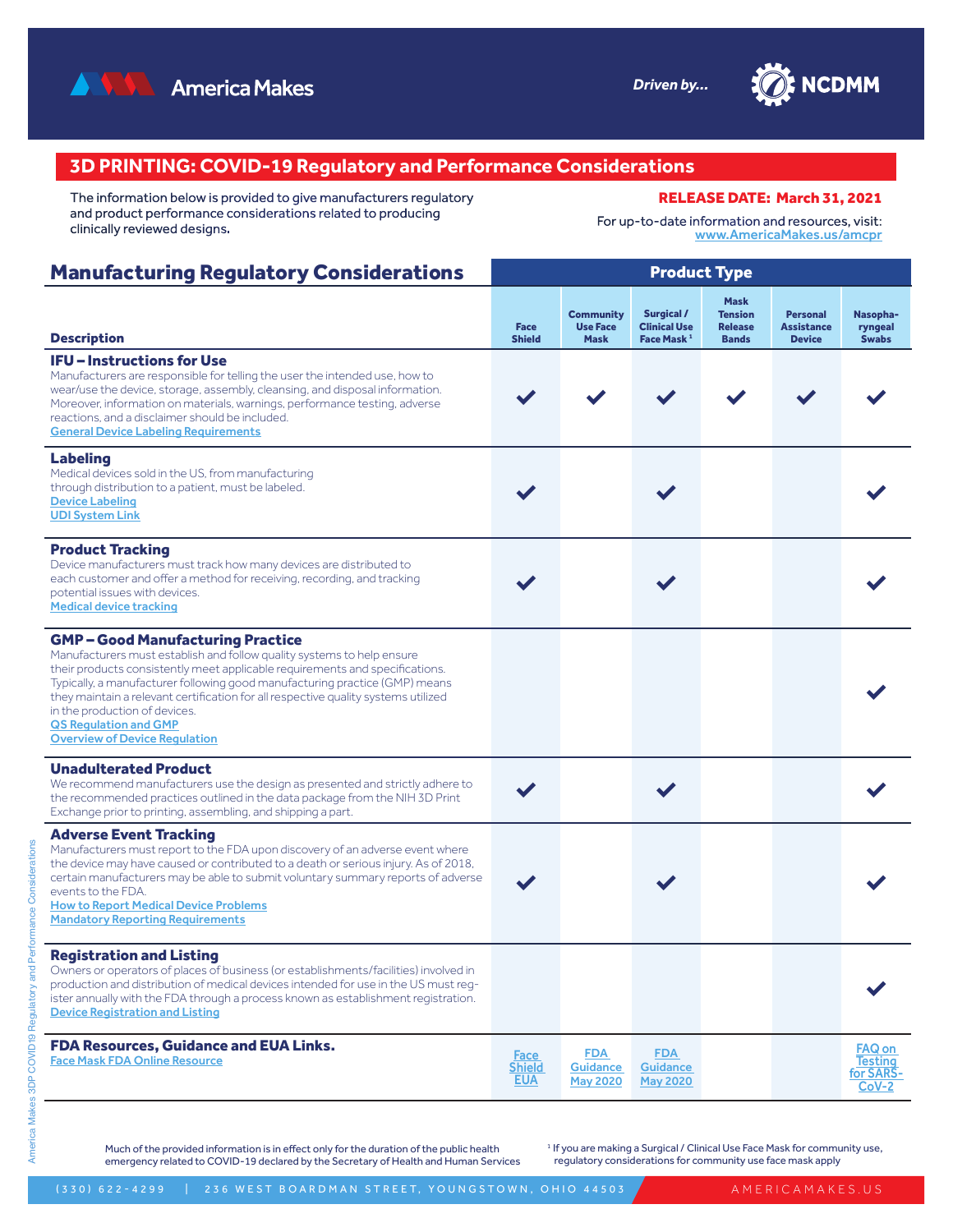America Makes — Driven by... NCDMM

# 3D PRINTING: COVID-19 Regulatory and Performance Considerations

The information below is provided to give manufacturers regulatory and product performance considerations related to producing clinically reviewed designs.

**RELEASE DATE: March 31, 2021**

For up-to-date information and resources, visit: www.AmericaMakes.us/amcpr

## Manufacturing Regulatory Considerations

| Description | Face Shield | Community Use Face Mask | Surgical / Clinical Use Face Mask [1] | Mask Tension Release Bands | Personal Assistance Device | Nasopharyngeal Swabs |
|---|---|---|---|---|---|---|
| **IFU – Instructions for Use**<br>Manufacturers are responsible for telling the user the intended use, how to wear/use the device, storage, assembly, cleansing, and disposal information. Moreover, information on materials, warnings, performance testing, adverse reactions, and a disclaimer should be included.<br>General Device Labeling Requirements | ✓ | ✓ | ✓ | ✓ | ✓ | ✓ |
| **Labeling**<br>Medical devices sold in the US, from manufacturing through distribution to a patient, must be labeled.<br>Device Labeling<br>UDI System Link | ✓ | | ✓ | | | ✓ |
| **Product Tracking**<br>Device manufacturers must track how many devices are distributed to each customer and offer a method for receiving, recording, and tracking potential issues with devices.<br>Medical device tracking | ✓ | | ✓ | | | ✓ |
| **GMP – Good Manufacturing Practice**<br>Manufacturers must establish and follow quality systems to help ensure their products consistently meet applicable requirements and specifications. Typically, a manufacturer following good manufacturing practice (GMP) means they maintain a relevant certification for all respective quality systems utilized in the production of devices.<br>QS Regulation and GMP<br>Overview of Device Regulation | | | | | | ✓ |
| **Unadulterated Product**<br>We recommend manufacturers use the design as presented and strictly adhere to the recommended practices outlined in the data package from the NIH 3D Print Exchange prior to printing, assembling, and shipping a part. | ✓ | | ✓ | | | ✓ |
| **Adverse Event Tracking**<br>Manufacturers must report to the FDA upon discovery of an adverse event where the device may have caused or contributed to a death or serious injury. As of 2018, certain manufacturers may be able to submit voluntary summary reports of adverse events to the FDA.<br>How to Report Medical Device Problems<br>Mandatory Reporting Requirements | ✓ | | ✓ | | | ✓ |
| **Registration and Listing**<br>Owners or operators of places of business (or establishments/facilities) involved in production and distribution of medical devices intended for use in the US must register annually with the FDA through a process known as establishment registration.<br>Device Registration and Listing | | | | | | ✓ |
| **FDA Resources, Guidance and EUA Links.**<br>Face Mask FDA Online Resource | Face Shield EUA | FDA Guidance May 2020 | FDA Guidance May 2020 | | | FAQ on Testing for SARS-CoV-2 |

Much of the provided information is in effect only for the duration of the public health emergency related to COVID-19 declared by the Secretary of Health and Human Services

[1] If you are making a Surgical / Clinical Use Face Mask for community use, regulatory considerations for community use face mask apply

(330) 622-4299 | 236 WEST BOARDMAN STREET, YOUNGSTOWN, OHIO 44503 | AMERICAMAKES.US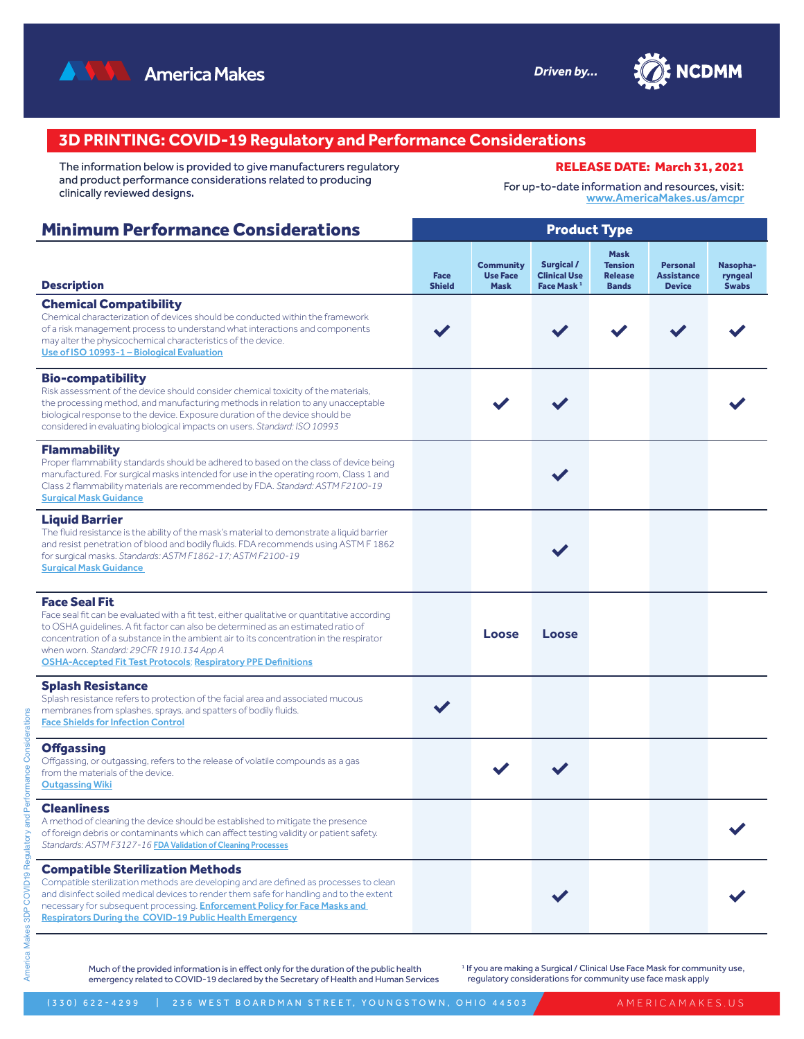# 3D PRINTING: COVID-19 Regulatory and Performance Considerations

The information below is provided to give manufacturers regulatory and product performance considerations related to producing clinically reviewed designs.

**RELEASE DATE: March 31, 2021**

For up-to-date information and resources, visit: www.AmericaMakes.us/amcpr

## Minimum Performance Considerations

| Description | Face Shield | Community Use Face Mask | Surgical / Clinical Use Face Mask [1] | Mask Tension Release Bands | Personal Assistance Device | Nasopharyngeal Swabs |
|---|---|---|---|---|---|---|
| **Chemical Compatibility**<br>Chemical characterization of devices should be conducted within the framework of a risk management process to understand what interactions and components may alter the physicochemical characteristics of the device.<br>Use of ISO 10993-1 – Biological Evaluation | ✔ | | ✔ | ✔ | ✔ | ✔ |
| **Bio-compatibility**<br>Risk assessment of the device should consider chemical toxicity of the materials, the processing method, and manufacturing methods in relation to any unacceptable biological response to the device. Exposure duration of the device should be considered in evaluating biological impacts on users. *Standard: ISO 10993* | | ✔ | ✔ | | | ✔ |
| **Flammability**<br>Proper flammability standards should be adhered to based on the class of device being manufactured. For surgical masks intended for use in the operating room, Class 1 and Class 2 flammability materials are recommended by FDA. *Standard: ASTM F2100-19*<br>Surgical Mask Guidance | | | ✔ | | | |
| **Liquid Barrier**<br>The fluid resistance is the ability of the mask's material to demonstrate a liquid barrier and resist penetration of blood and bodily fluids. FDA recommends using ASTM F 1862 for surgical masks. *Standards: ASTM F1862-17; ASTM F2100-19*<br>Surgical Mask Guidance | | | ✔ | | | |
| **Face Seal Fit**<br>Face seal fit can be evaluated with a fit test, either qualitative or quantitative according to OSHA guidelines. A fit factor can also be determined as an estimated ratio of concentration of a substance in the ambient air to its concentration in the respirator when worn. *Standard: 29CFR 1910.134 App A*<br>OSHA-Accepted Fit Test Protocols; Respiratory PPE Definitions | | Loose | Loose | | | |
| **Splash Resistance**<br>Splash resistance refers to protection of the facial area and associated mucous membranes from splashes, sprays, and spatters of bodily fluids.<br>Face Shields for Infection Control | ✔ | | | | | |
| **Offgassing**<br>Offgassing, or outgassing, refers to the release of volatile compounds as a gas from the materials of the device.<br>Outgassing Wiki | | ✔ | ✔ | | | |
| **Cleanliness**<br>A method of cleaning the device should be established to mitigate the presence of foreign debris or contaminants which can affect testing validity or patient safety. *Standards: ASTM F3127-16* FDA Validation of Cleaning Processes | | | | | | ✔ |
| **Compatible Sterilization Methods**<br>Compatible sterilization methods are developing and are defined as processes to clean and disinfect soiled medical devices to render them safe for handling and to the extent necessary for subsequent processing. Enforcement Policy for Face Masks and Respirators During the COVID-19 Public Health Emergency | | | ✔ | | | ✔ |

Much of the provided information is in effect only for the duration of the public health emergency related to COVID-19 declared by the Secretary of Health and Human Services

[1] If you are making a Surgical / Clinical Use Face Mask for community use, regulatory considerations for community use face mask apply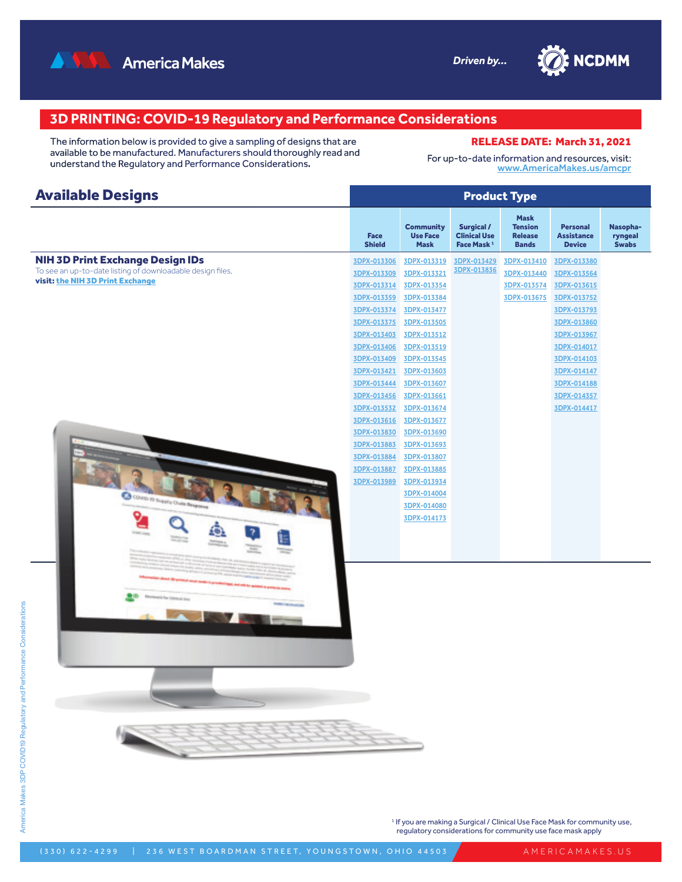## 3D PRINTING: COVID-19 Regulatory and Performance Considerations

The information below is provided to give a sampling of designs that are available to be manufactured. Manufacturers should thoroughly read and understand the Regulatory and Performance Considerations.

**RELEASE DATE: March 31, 2021**

For up-to-date information and resources, visit: www.AmericaMakes.us/amcpr

## Available Designs

**NIH 3D Print Exchange Design IDs**

To see an up-to-date listing of downloadable design files.
**visit:** the NIH 3D Print Exchange

| Face Shield | Community Use Face Mask | Surgical / Clinical Use Face Mask [1] | Mask Tension Release Bands | Personal Assistance Device | Nasopharyngeal Swabs |
|---|---|---|---|---|---|
| 3DPX-013306 | 3DPX-013319 | 3DPX-013429 | 3DPX-013410 | 3DPX-013380 | |
| 3DPX-013309 | 3DPX-013321 | 3DPX-013836 | 3DPX-013440 | 3DPX-013564 | |
| 3DPX-013314 | 3DPX-013354 | | 3DPX-013574 | 3DPX-013615 | |
| 3DPX-013359 | 3DPX-013384 | | 3DPX-013675 | 3DPX-013752 | |
| 3DPX-013374 | 3DPX-013477 | | | 3DPX-013793 | |
| 3DPX-013375 | 3DPX-013505 | | | 3DPX-013860 | |
| 3DPX-013403 | 3DPX-013512 | | | 3DPX-013967 | |
| 3DPX-013406 | 3DPX-013519 | | | 3DPX-014017 | |
| 3DPX-013409 | 3DPX-013545 | | | 3DPX-014103 | |
| 3DPX-013421 | 3DPX-013603 | | | 3DPX-014147 | |
| 3DPX-013444 | 3DPX-013607 | | | 3DPX-014188 | |
| 3DPX-013456 | 3DPX-013661 | | | 3DPX-014357 | |
| 3DPX-013532 | 3DPX-013674 | | | 3DPX-014417 | |
| 3DPX-013616 | 3DPX-013677 | | | | |
| 3DPX-013830 | 3DPX-013690 | | | | |
| 3DPX-013883 | 3DPX-013693 | | | | |
| 3DPX-013884 | 3DPX-013807 | | | | |
| 3DPX-013887 | 3DPX-013885 | | | | |
| 3DPX-013989 | 3DPX-013934 | | | | |
| | 3DPX-014004 | | | | |
| | 3DPX-014080 | | | | |
| | 3DPX-014173 | | | | |

[1] If you are making a Surgical / Clinical Use Face Mask for community use, regulatory considerations for community use face mask apply

(330) 622-4299 | 236 WEST BOARDMAN STREET, YOUNGSTOWN, OHIO 44503 AMERICAMAKES.US